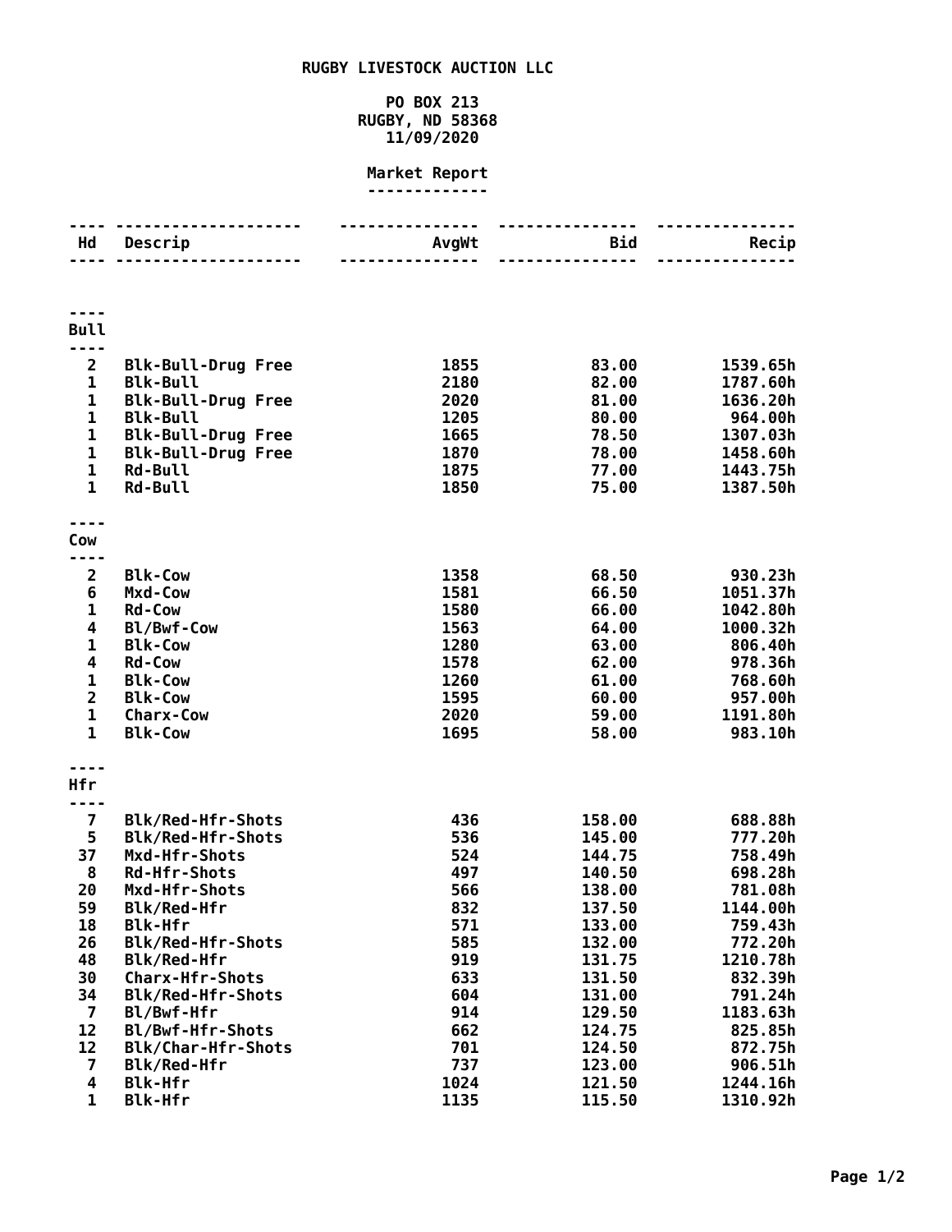# RUGBY LIVESTOCK AUCTION LLC

PO BOX 213
RUGBY, ND 58368
11/09/2020

## Market Report

| Hd | Descrip | AvgWt | Bid | Recip |
|---|---|---|---|---|
| **Bull** | | | | |
| 2 | Blk-Bull-Drug Free | 1855 | 83.00 | 1539.65h |
| 1 | Blk-Bull | 2180 | 82.00 | 1787.60h |
| 1 | Blk-Bull-Drug Free | 2020 | 81.00 | 1636.20h |
| 1 | Blk-Bull | 1205 | 80.00 | 964.00h |
| 1 | Blk-Bull-Drug Free | 1665 | 78.50 | 1307.03h |
| 1 | Blk-Bull-Drug Free | 1870 | 78.00 | 1458.60h |
| 1 | Rd-Bull | 1875 | 77.00 | 1443.75h |
| 1 | Rd-Bull | 1850 | 75.00 | 1387.50h |
| **Cow** | | | | |
| 2 | Blk-Cow | 1358 | 68.50 | 930.23h |
| 6 | Mxd-Cow | 1581 | 66.50 | 1051.37h |
| 1 | Rd-Cow | 1580 | 66.00 | 1042.80h |
| 4 | Bl/Bwf-Cow | 1563 | 64.00 | 1000.32h |
| 1 | Blk-Cow | 1280 | 63.00 | 806.40h |
| 4 | Rd-Cow | 1578 | 62.00 | 978.36h |
| 1 | Blk-Cow | 1260 | 61.00 | 768.60h |
| 2 | Blk-Cow | 1595 | 60.00 | 957.00h |
| 1 | Charx-Cow | 2020 | 59.00 | 1191.80h |
| 1 | Blk-Cow | 1695 | 58.00 | 983.10h |
| **Hfr** | | | | |
| 7 | Blk/Red-Hfr-Shots | 436 | 158.00 | 688.88h |
| 5 | Blk/Red-Hfr-Shots | 536 | 145.00 | 777.20h |
| 37 | Mxd-Hfr-Shots | 524 | 144.75 | 758.49h |
| 8 | Rd-Hfr-Shots | 497 | 140.50 | 698.28h |
| 20 | Mxd-Hfr-Shots | 566 | 138.00 | 781.08h |
| 59 | Blk/Red-Hfr | 832 | 137.50 | 1144.00h |
| 18 | Blk-Hfr | 571 | 133.00 | 759.43h |
| 26 | Blk/Red-Hfr-Shots | 585 | 132.00 | 772.20h |
| 48 | Blk/Red-Hfr | 919 | 131.75 | 1210.78h |
| 30 | Charx-Hfr-Shots | 633 | 131.50 | 832.39h |
| 34 | Blk/Red-Hfr-Shots | 604 | 131.00 | 791.24h |
| 7 | Bl/Bwf-Hfr | 914 | 129.50 | 1183.63h |
| 12 | Bl/Bwf-Hfr-Shots | 662 | 124.75 | 825.85h |
| 12 | Blk/Char-Hfr-Shots | 701 | 124.50 | 872.75h |
| 7 | Blk/Red-Hfr | 737 | 123.00 | 906.51h |
| 4 | Blk-Hfr | 1024 | 121.50 | 1244.16h |
| 1 | Blk-Hfr | 1135 | 115.50 | 1310.92h |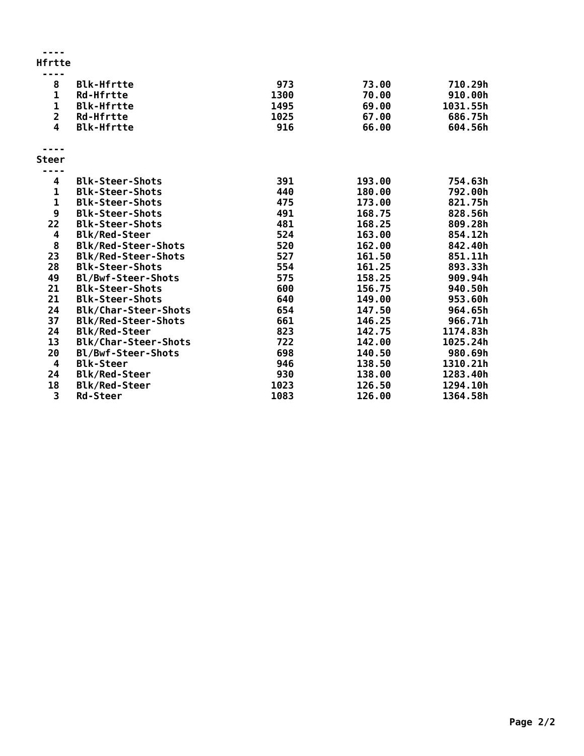----
Hfrtte
----

| | | | | |
|---|---|---|---|---|
| 8 | Blk-Hfrtte | 973 | 73.00 | 710.29h |
| 1 | Rd-Hfrtte | 1300 | 70.00 | 910.00h |
| 1 | Blk-Hfrtte | 1495 | 69.00 | 1031.55h |
| 2 | Rd-Hfrtte | 1025 | 67.00 | 686.75h |
| 4 | Blk-Hfrtte | 916 | 66.00 | 604.56h |

----
Steer
----

| | | | | |
|---|---|---|---|---|
| 4 | Blk-Steer-Shots | 391 | 193.00 | 754.63h |
| 1 | Blk-Steer-Shots | 440 | 180.00 | 792.00h |
| 1 | Blk-Steer-Shots | 475 | 173.00 | 821.75h |
| 9 | Blk-Steer-Shots | 491 | 168.75 | 828.56h |
| 22 | Blk-Steer-Shots | 481 | 168.25 | 809.28h |
| 4 | Blk/Red-Steer | 524 | 163.00 | 854.12h |
| 8 | Blk/Red-Steer-Shots | 520 | 162.00 | 842.40h |
| 23 | Blk/Red-Steer-Shots | 527 | 161.50 | 851.11h |
| 28 | Blk-Steer-Shots | 554 | 161.25 | 893.33h |
| 49 | Bl/Bwf-Steer-Shots | 575 | 158.25 | 909.94h |
| 21 | Blk-Steer-Shots | 600 | 156.75 | 940.50h |
| 21 | Blk-Steer-Shots | 640 | 149.00 | 953.60h |
| 24 | Blk/Char-Steer-Shots | 654 | 147.50 | 964.65h |
| 37 | Blk/Red-Steer-Shots | 661 | 146.25 | 966.71h |
| 24 | Blk/Red-Steer | 823 | 142.75 | 1174.83h |
| 13 | Blk/Char-Steer-Shots | 722 | 142.00 | 1025.24h |
| 20 | Bl/Bwf-Steer-Shots | 698 | 140.50 | 980.69h |
| 4 | Blk-Steer | 946 | 138.50 | 1310.21h |
| 24 | Blk/Red-Steer | 930 | 138.00 | 1283.40h |
| 18 | Blk/Red-Steer | 1023 | 126.50 | 1294.10h |
| 3 | Rd-Steer | 1083 | 126.00 | 1364.58h |